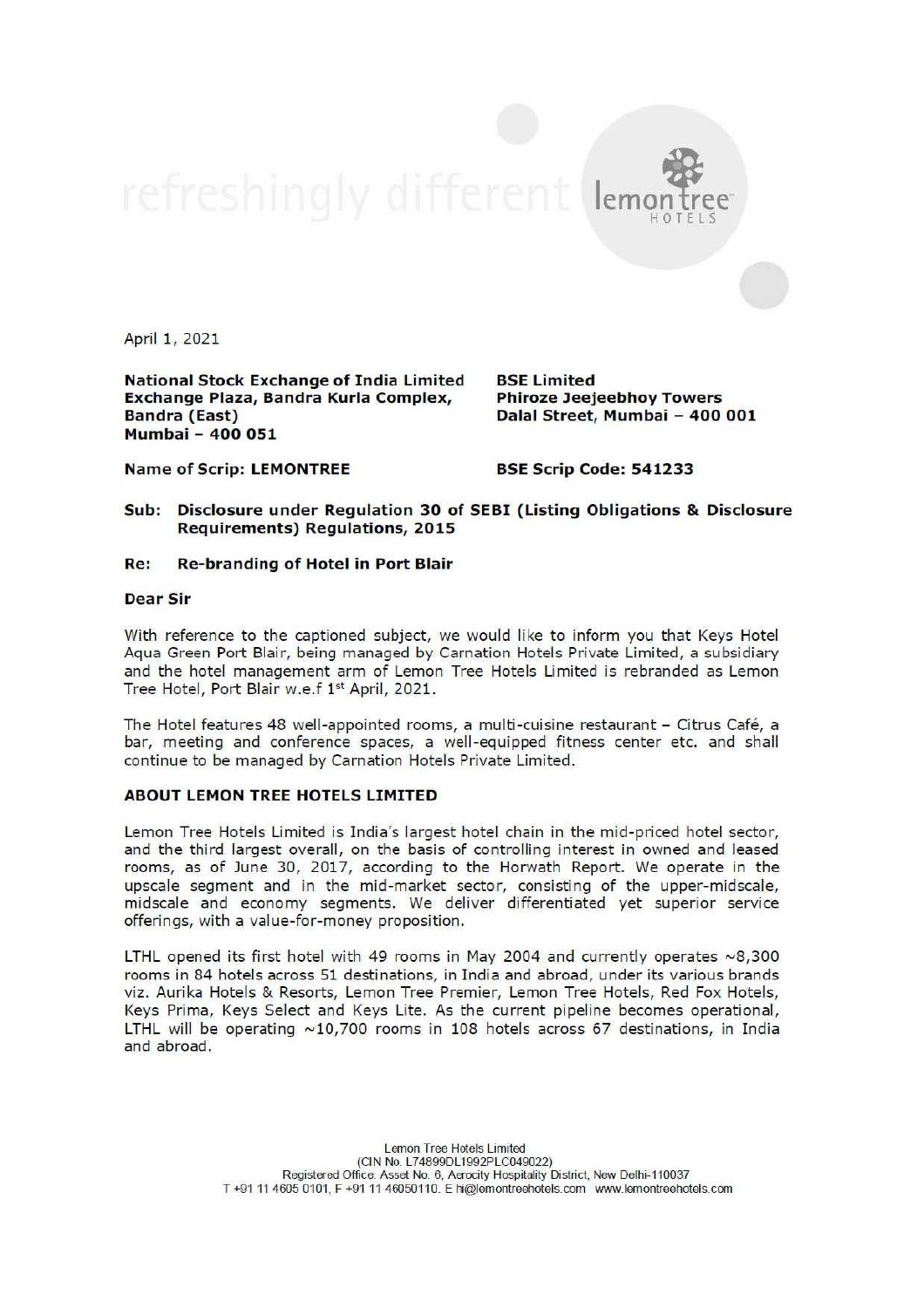April 1, 2021

**National Stock Exchange of India Limited**
**Exchange Plaza, Bandra Kurla Complex,**
**Bandra (East)**
**Mumbai – 400 051**

**BSE Limited**
**Phiroze Jeejeebhoy Towers**
**Dalal Street, Mumbai – 400 001**

**Name of Scrip: LEMONTREE**

**BSE Scrip Code: 541233**

**Sub: Disclosure under Regulation 30 of SEBI (Listing Obligations & Disclosure Requirements) Regulations, 2015**

**Re: Re-branding of Hotel in Port Blair**

**Dear Sir**

With reference to the captioned subject, we would like to inform you that Keys Hotel Aqua Green Port Blair, being managed by Carnation Hotels Private Limited, a subsidiary and the hotel management arm of Lemon Tree Hotels Limited is rebranded as Lemon Tree Hotel, Port Blair w.e.f 1st April, 2021.

The Hotel features 48 well-appointed rooms, a multi-cuisine restaurant – Citrus Café, a bar, meeting and conference spaces, a well-equipped fitness center etc. and shall continue to be managed by Carnation Hotels Private Limited.

**ABOUT LEMON TREE HOTELS LIMITED**

Lemon Tree Hotels Limited is India's largest hotel chain in the mid-priced hotel sector, and the third largest overall, on the basis of controlling interest in owned and leased rooms, as of June 30, 2017, according to the Horwath Report. We operate in the upscale segment and in the mid-market sector, consisting of the upper-midscale, midscale and economy segments. We deliver differentiated yet superior service offerings, with a value-for-money proposition.

LTHL opened its first hotel with 49 rooms in May 2004 and currently operates ~8,300 rooms in 84 hotels across 51 destinations, in India and abroad, under its various brands viz. Aurika Hotels & Resorts, Lemon Tree Premier, Lemon Tree Hotels, Red Fox Hotels, Keys Prima, Keys Select and Keys Lite. As the current pipeline becomes operational, LTHL will be operating ~10,700 rooms in 108 hotels across 67 destinations, in India and abroad.

Lemon Tree Hotels Limited
(CIN No. L74899DL1992PLC049022)
Registered Office: Asset No. 6, Aerocity Hospitality District, New Delhi-110037
T +91 11 4605 0101, F +91 11 46050110. E hi@lemontreehotels.com www.lemontreehotels.com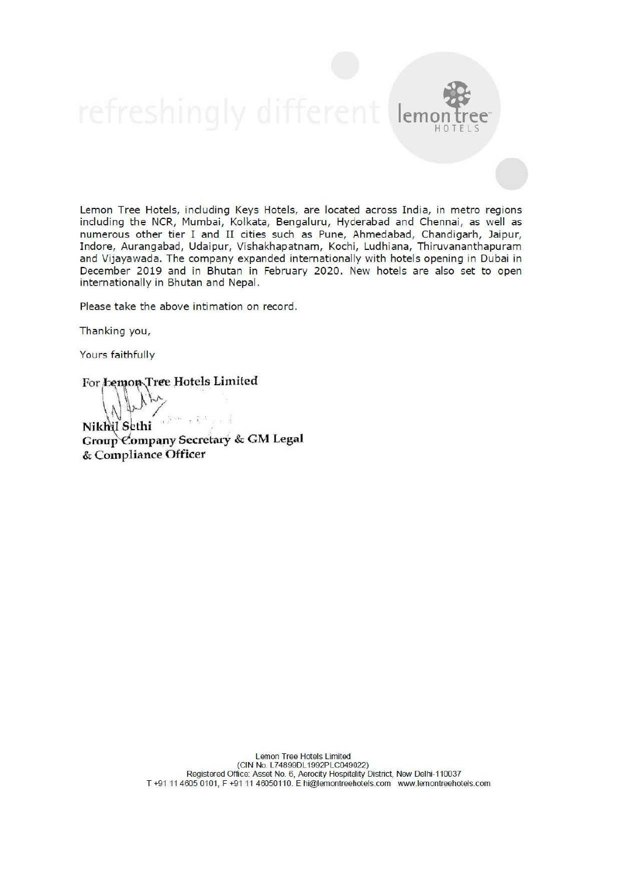Lemon Tree Hotels, including Keys Hotels, are located across India, in metro regions including the NCR, Mumbai, Kolkata, Bengaluru, Hyderabad and Chennai, as well as numerous other tier I and II cities such as Pune, Ahmedabad, Chandigarh, Jaipur, Indore, Aurangabad, Udaipur, Vishakhapatnam, Kochi, Ludhiana, Thiruvananthapuram and Vijayawada. The company expanded internationally with hotels opening in Dubai in December 2019 and in Bhutan in February 2020. New hotels are also set to open internationally in Bhutan and Nepal.

Please take the above intimation on record.

Thanking you,

Yours faithfully

For Lemon Tree Hotels Limited

Nikhil Sethi
Group Company Secretary & GM Legal
& Compliance Officer

Lemon Tree Hotels Limited
(CIN No. L74899DL1992PLC049022)
Registered Office: Asset No. 6, Aerocity Hospitality District, New Delhi-110037
T +91 11 4605 0101, F +91 11 46050110. E hi@lemontreehotels.com www.lemontreehotels.com